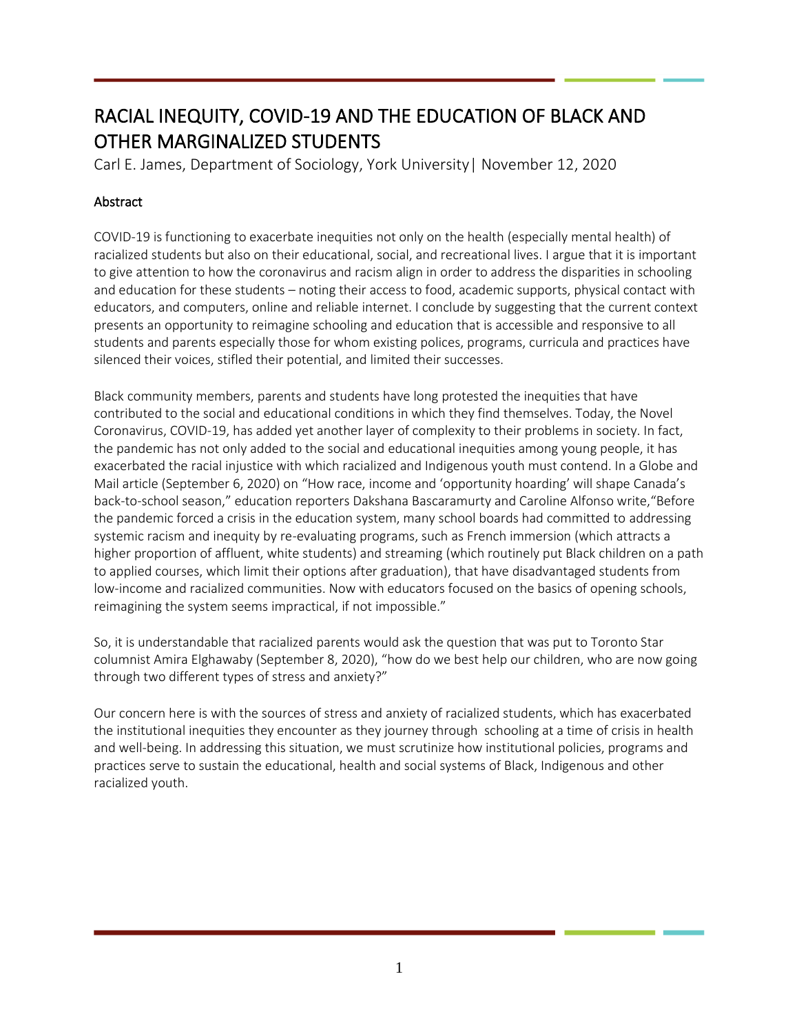# RACIAL INEQUITY, COVID-19 AND THE EDUCATION OF BLACK AND OTHER MARGINALIZED STUDENTS

Carl E. James, Department of Sociology, York University| November 12, 2020

## Abstract

COVID-19 is functioning to exacerbate inequities not only on the health (especially mental health) of racialized students but also on their educational, social, and recreational lives. I argue that it is important to give attention to how the coronavirus and racism align in order to address the disparities in schooling and education for these students – noting their access to food, academic supports, physical contact with educators, and computers, online and reliable internet. I conclude by suggesting that the current context presents an opportunity to reimagine schooling and education that is accessible and responsive to all students and parents especially those for whom existing polices, programs, curricula and practices have silenced their voices, stifled their potential, and limited their successes.

Black community members, parents and students have long protested the inequities that have contributed to the social and educational conditions in which they find themselves. Today, the Novel Coronavirus, COVID-19, has added yet another layer of complexity to their problems in society. In fact, the pandemic has not only added to the social and educational inequities among young people, it has exacerbated the racial injustice with which racialized and Indigenous youth must contend. In a Globe and Mail article (September 6, 2020) on "How race, income and 'opportunity hoarding' will shape Canada's back-to-school season," education reporters Dakshana Bascaramurty and Caroline Alfonso write,"Before the pandemic forced a crisis in the education system, many school boards had committed to addressing systemic racism and inequity by re-evaluating programs, such as French immersion (which attracts a higher proportion of affluent, white students) and streaming (which routinely put Black children on a path to applied courses, which limit their options after graduation), that have disadvantaged students from low-income and racialized communities. Now with educators focused on the basics of opening schools, reimagining the system seems impractical, if not impossible."

So, it is understandable that racialized parents would ask the question that was put to Toronto Star columnist Amira Elghawaby (September 8, 2020), "how do we best help our children, who are now going through two different types of stress and anxiety?"

Our concern here is with the sources of stress and anxiety of racialized students, which has exacerbated the institutional inequities they encounter as they journey through schooling at a time of crisis in health and well-being. In addressing this situation, we must scrutinize how institutional policies, programs and practices serve to sustain the educational, health and social systems of Black, Indigenous and other racialized youth.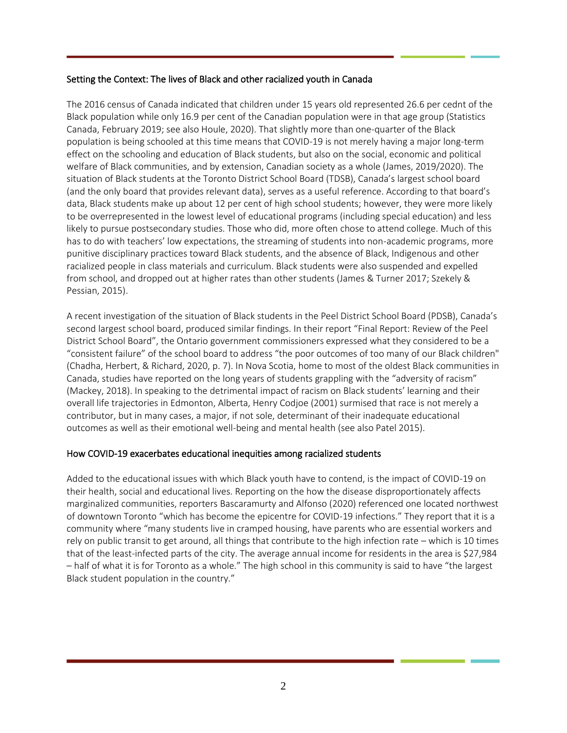## Setting the Context: The lives of Black and other racialized youth in Canada

The 2016 census of Canada indicated that children under 15 years old represented 26.6 per cednt of the Black population while only 16.9 per cent of the Canadian population were in that age group (Statistics Canada, February 2019; see also Houle, 2020). That slightly more than one-quarter of the Black population is being schooled at this time means that COVID-19 is not merely having a major long-term effect on the schooling and education of Black students, but also on the social, economic and political welfare of Black communities, and by extension, Canadian society as a whole (James, 2019/2020). The situation of Black students at the Toronto District School Board (TDSB), Canada's largest school board (and the only board that provides relevant data), serves as a useful reference. According to that board's data, Black students make up about 12 per cent of high school students; however, they were more likely to be overrepresented in the lowest level of educational programs (including special education) and less likely to pursue postsecondary studies. Those who did, more often chose to attend college. Much of this has to do with teachers' low expectations, the streaming of students into non-academic programs, more punitive disciplinary practices toward Black students, and the absence of Black, Indigenous and other racialized people in class materials and curriculum. Black students were also suspended and expelled from school, and dropped out at higher rates than other students (James & Turner 2017; Szekely & Pessian, 2015).

A recent investigation of the situation of Black students in the Peel District School Board (PDSB), Canada's second largest school board, produced similar findings. In their report "Final Report: Review of the Peel District School Board", the Ontario government commissioners expressed what they considered to be a "consistent failure" of the school board to address "the poor outcomes of too many of our Black children" (Chadha, Herbert, & Richard, 2020, p. 7). In Nova Scotia, home to most of the oldest Black communities in Canada, studies have reported on the long years of students grappling with the "adversity of racism" (Mackey, 2018). In speaking to the detrimental impact of racism on Black students' learning and their overall life trajectories in Edmonton, Alberta, Henry Codjoe (2001) surmised that race is not merely a contributor, but in many cases, a major, if not sole, determinant of their inadequate educational outcomes as well as their emotional well-being and mental health (see also Patel 2015).

## How COVID-19 exacerbates educational inequities among racialized students

Added to the educational issues with which Black youth have to contend, is the impact of COVID-19 on their health, social and educational lives. Reporting on the how the disease disproportionately affects marginalized communities, reporters Bascaramurty and Alfonso (2020) referenced one located northwest of downtown Toronto "which has become the epicentre for COVID-19 infections." They report that it is a community where "many students live in cramped housing, have parents who are essential workers and rely on public transit to get around, all things that contribute to the high infection rate – which is 10 times that of the least-infected parts of the city. The average annual income for residents in the area is $27,984 – half of what it is for Toronto as a whole." The high school in this community is said to have "the largest Black student population in the country."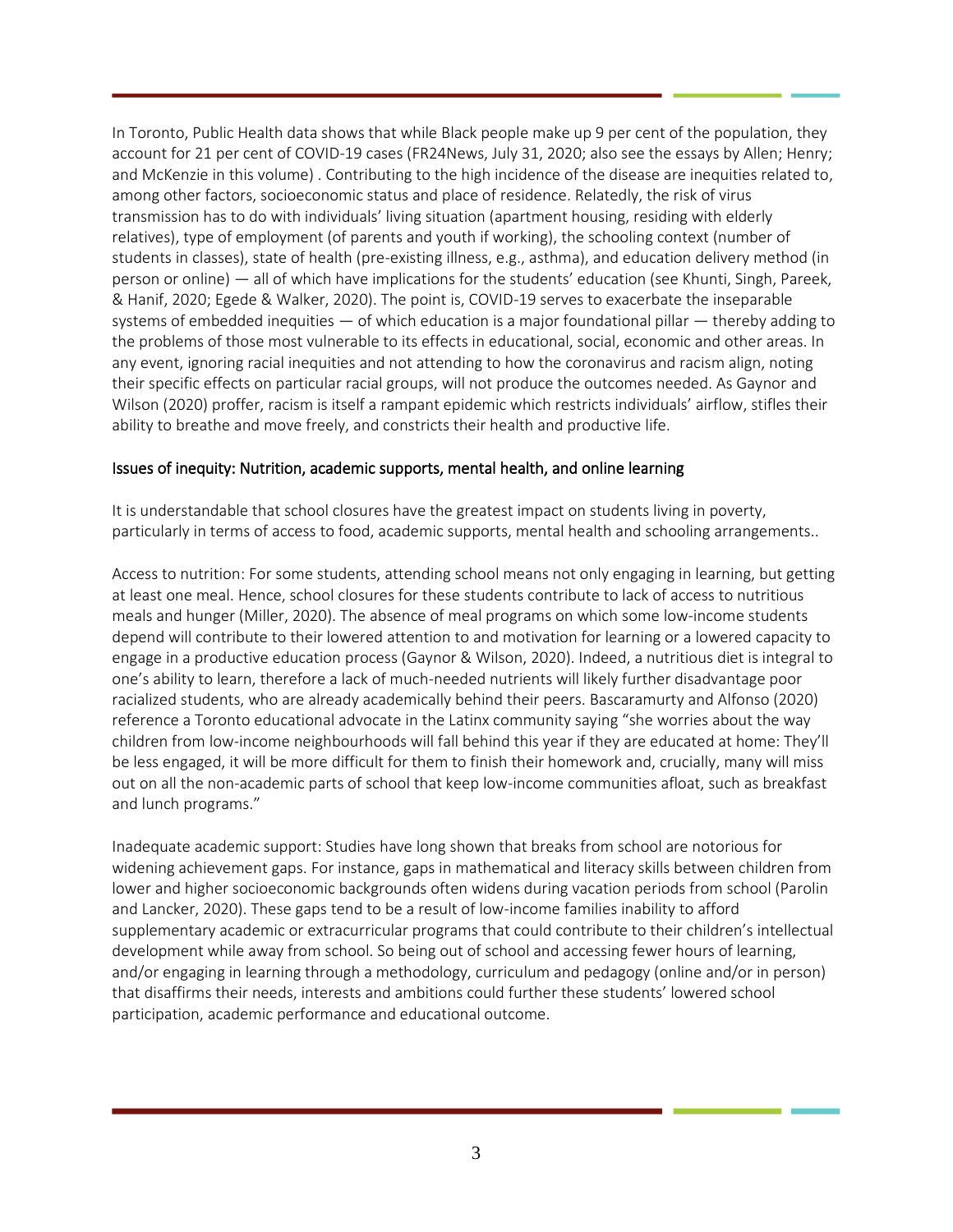In Toronto, Public Health data shows that while Black people make up 9 per cent of the population, they account for 21 per cent of COVID-19 cases (FR24News, July 31, 2020; also see the essays by Allen; Henry; and McKenzie in this volume) . Contributing to the high incidence of the disease are inequities related to, among other factors, socioeconomic status and place of residence. Relatedly, the risk of virus transmission has to do with individuals' living situation (apartment housing, residing with elderly relatives), type of employment (of parents and youth if working), the schooling context (number of students in classes), state of health (pre-existing illness, e.g., asthma), and education delivery method (in person or online) — all of which have implications for the students' education (see Khunti, Singh, Pareek, & Hanif, 2020; Egede & Walker, 2020). The point is, COVID-19 serves to exacerbate the inseparable systems of embedded inequities — of which education is a major foundational pillar — thereby adding to the problems of those most vulnerable to its effects in educational, social, economic and other areas. In any event, ignoring racial inequities and not attending to how the coronavirus and racism align, noting their specific effects on particular racial groups, will not produce the outcomes needed. As Gaynor and Wilson (2020) proffer, racism is itself a rampant epidemic which restricts individuals' airflow, stifles their ability to breathe and move freely, and constricts their health and productive life.

## Issues of inequity: Nutrition, academic supports, mental health, and online learning

It is understandable that school closures have the greatest impact on students living in poverty, particularly in terms of access to food, academic supports, mental health and schooling arrangements..

Access to nutrition: For some students, attending school means not only engaging in learning, but getting at least one meal. Hence, school closures for these students contribute to lack of access to nutritious meals and hunger (Miller, 2020). The absence of meal programs on which some low-income students depend will contribute to their lowered attention to and motivation for learning or a lowered capacity to engage in a productive education process (Gaynor & Wilson, 2020). Indeed, a nutritious diet is integral to one's ability to learn, therefore a lack of much-needed nutrients will likely further disadvantage poor racialized students, who are already academically behind their peers. Bascaramurty and Alfonso (2020) reference a Toronto educational advocate in the Latinx community saying "she worries about the way children from low-income neighbourhoods will fall behind this year if they are educated at home: They'll be less engaged, it will be more difficult for them to finish their homework and, crucially, many will miss out on all the non-academic parts of school that keep low-income communities afloat, such as breakfast and lunch programs."

Inadequate academic support: Studies have long shown that breaks from school are notorious for widening achievement gaps. For instance, gaps in mathematical and literacy skills between children from lower and higher socioeconomic backgrounds often widens during vacation periods from school (Parolin and Lancker, 2020). These gaps tend to be a result of low-income families inability to afford supplementary academic or extracurricular programs that could contribute to their children's intellectual development while away from school. So being out of school and accessing fewer hours of learning, and/or engaging in learning through a methodology, curriculum and pedagogy (online and/or in person) that disaffirms their needs, interests and ambitions could further these students' lowered school participation, academic performance and educational outcome.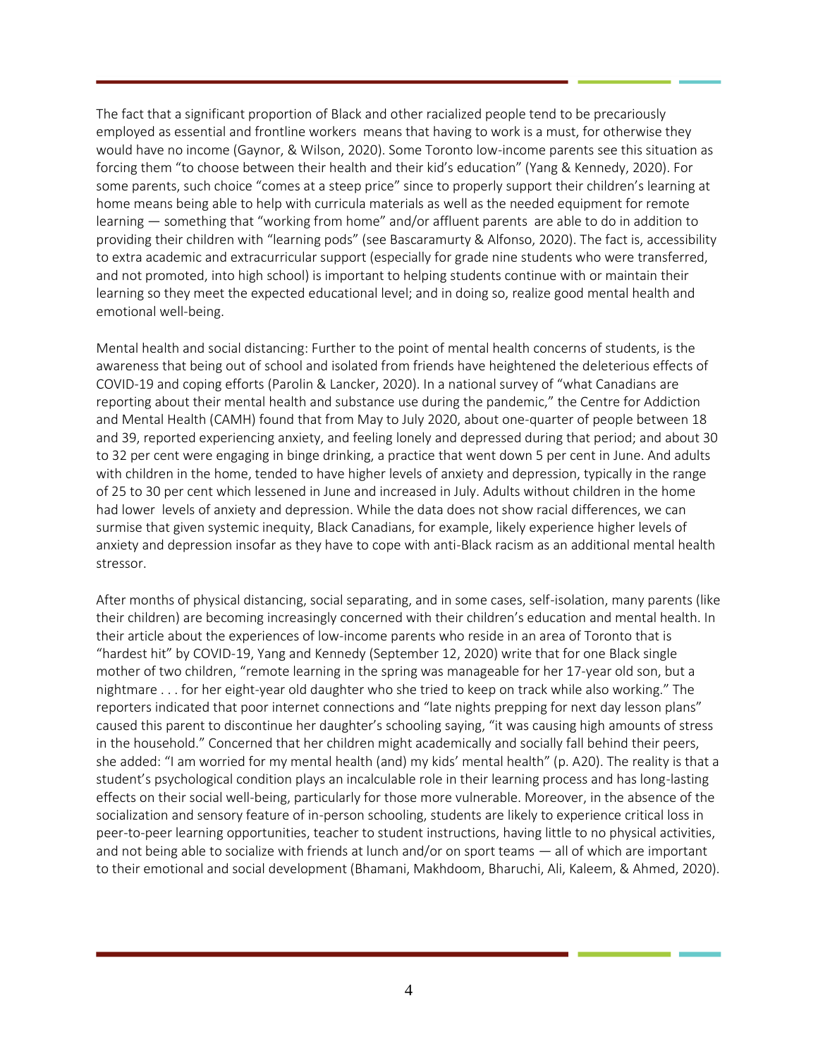The fact that a significant proportion of Black and other racialized people tend to be precariously employed as essential and frontline workers means that having to work is a must, for otherwise they would have no income (Gaynor, & Wilson, 2020). Some Toronto low-income parents see this situation as forcing them "to choose between their health and their kid's education" (Yang & Kennedy, 2020). For some parents, such choice "comes at a steep price" since to properly support their children's learning at home means being able to help with curricula materials as well as the needed equipment for remote learning — something that "working from home" and/or affluent parents are able to do in addition to providing their children with "learning pods" (see Bascaramurty & Alfonso, 2020). The fact is, accessibility to extra academic and extracurricular support (especially for grade nine students who were transferred, and not promoted, into high school) is important to helping students continue with or maintain their learning so they meet the expected educational level; and in doing so, realize good mental health and emotional well-being.

Mental health and social distancing: Further to the point of mental health concerns of students, is the awareness that being out of school and isolated from friends have heightened the deleterious effects of COVID-19 and coping efforts (Parolin & Lancker, 2020). In a national survey of "what Canadians are reporting about their mental health and substance use during the pandemic," the Centre for Addiction and Mental Health (CAMH) found that from May to July 2020, about one-quarter of people between 18 and 39, reported experiencing anxiety, and feeling lonely and depressed during that period; and about 30 to 32 per cent were engaging in binge drinking, a practice that went down 5 per cent in June. And adults with children in the home, tended to have higher levels of anxiety and depression, typically in the range of 25 to 30 per cent which lessened in June and increased in July. Adults without children in the home had lower levels of anxiety and depression. While the data does not show racial differences, we can surmise that given systemic inequity, Black Canadians, for example, likely experience higher levels of anxiety and depression insofar as they have to cope with anti-Black racism as an additional mental health stressor.

After months of physical distancing, social separating, and in some cases, self-isolation, many parents (like their children) are becoming increasingly concerned with their children's education and mental health. In their article about the experiences of low-income parents who reside in an area of Toronto that is "hardest hit" by COVID-19, Yang and Kennedy (September 12, 2020) write that for one Black single mother of two children, "remote learning in the spring was manageable for her 17-year old son, but a nightmare . . . for her eight-year old daughter who she tried to keep on track while also working." The reporters indicated that poor internet connections and "late nights prepping for next day lesson plans" caused this parent to discontinue her daughter's schooling saying, "it was causing high amounts of stress in the household." Concerned that her children might academically and socially fall behind their peers, she added: "I am worried for my mental health (and) my kids' mental health" (p. A20). The reality is that a student's psychological condition plays an incalculable role in their learning process and has long-lasting effects on their social well-being, particularly for those more vulnerable. Moreover, in the absence of the socialization and sensory feature of in-person schooling, students are likely to experience critical loss in peer-to-peer learning opportunities, teacher to student instructions, having little to no physical activities, and not being able to socialize with friends at lunch and/or on sport teams — all of which are important to their emotional and social development (Bhamani, Makhdoom, Bharuchi, Ali, Kaleem, & Ahmed, 2020).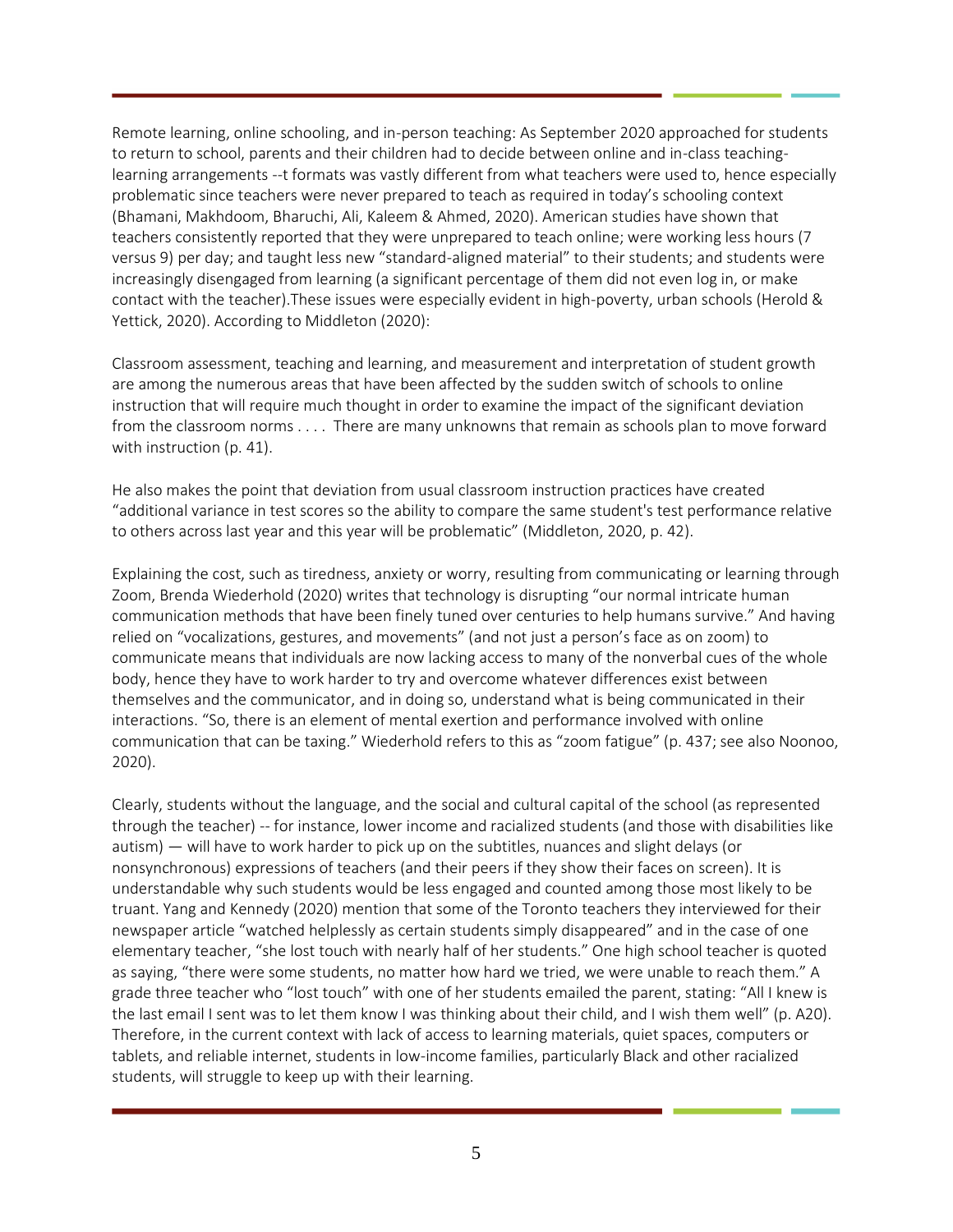Remote learning, online schooling, and in-person teaching: As September 2020 approached for students to return to school, parents and their children had to decide between online and in-class teaching-learning arrangements --t formats was vastly different from what teachers were used to, hence especially problematic since teachers were never prepared to teach as required in today's schooling context (Bhamani, Makhdoom, Bharuchi, Ali, Kaleem & Ahmed, 2020). American studies have shown that teachers consistently reported that they were unprepared to teach online; were working less hours (7 versus 9) per day; and taught less new "standard-aligned material" to their students; and students were increasingly disengaged from learning (a significant percentage of them did not even log in, or make contact with the teacher).These issues were especially evident in high-poverty, urban schools (Herold & Yettick, 2020). According to Middleton (2020):

Classroom assessment, teaching and learning, and measurement and interpretation of student growth are among the numerous areas that have been affected by the sudden switch of schools to online instruction that will require much thought in order to examine the impact of the significant deviation from the classroom norms . . . . There are many unknowns that remain as schools plan to move forward with instruction (p. 41).

He also makes the point that deviation from usual classroom instruction practices have created "additional variance in test scores so the ability to compare the same student's test performance relative to others across last year and this year will be problematic" (Middleton, 2020, p. 42).

Explaining the cost, such as tiredness, anxiety or worry, resulting from communicating or learning through Zoom, Brenda Wiederhold (2020) writes that technology is disrupting "our normal intricate human communication methods that have been finely tuned over centuries to help humans survive." And having relied on "vocalizations, gestures, and movements" (and not just a person's face as on zoom) to communicate means that individuals are now lacking access to many of the nonverbal cues of the whole body, hence they have to work harder to try and overcome whatever differences exist between themselves and the communicator, and in doing so, understand what is being communicated in their interactions. "So, there is an element of mental exertion and performance involved with online communication that can be taxing." Wiederhold refers to this as "zoom fatigue" (p. 437; see also Noonoo, 2020).

Clearly, students without the language, and the social and cultural capital of the school (as represented through the teacher) -- for instance, lower income and racialized students (and those with disabilities like autism) — will have to work harder to pick up on the subtitles, nuances and slight delays (or nonsynchronous) expressions of teachers (and their peers if they show their faces on screen). It is understandable why such students would be less engaged and counted among those most likely to be truant. Yang and Kennedy (2020) mention that some of the Toronto teachers they interviewed for their newspaper article "watched helplessly as certain students simply disappeared" and in the case of one elementary teacher, "she lost touch with nearly half of her students." One high school teacher is quoted as saying, "there were some students, no matter how hard we tried, we were unable to reach them." A grade three teacher who "lost touch" with one of her students emailed the parent, stating: "All I knew is the last email I sent was to let them know I was thinking about their child, and I wish them well" (p. A20). Therefore, in the current context with lack of access to learning materials, quiet spaces, computers or tablets, and reliable internet, students in low-income families, particularly Black and other racialized students, will struggle to keep up with their learning.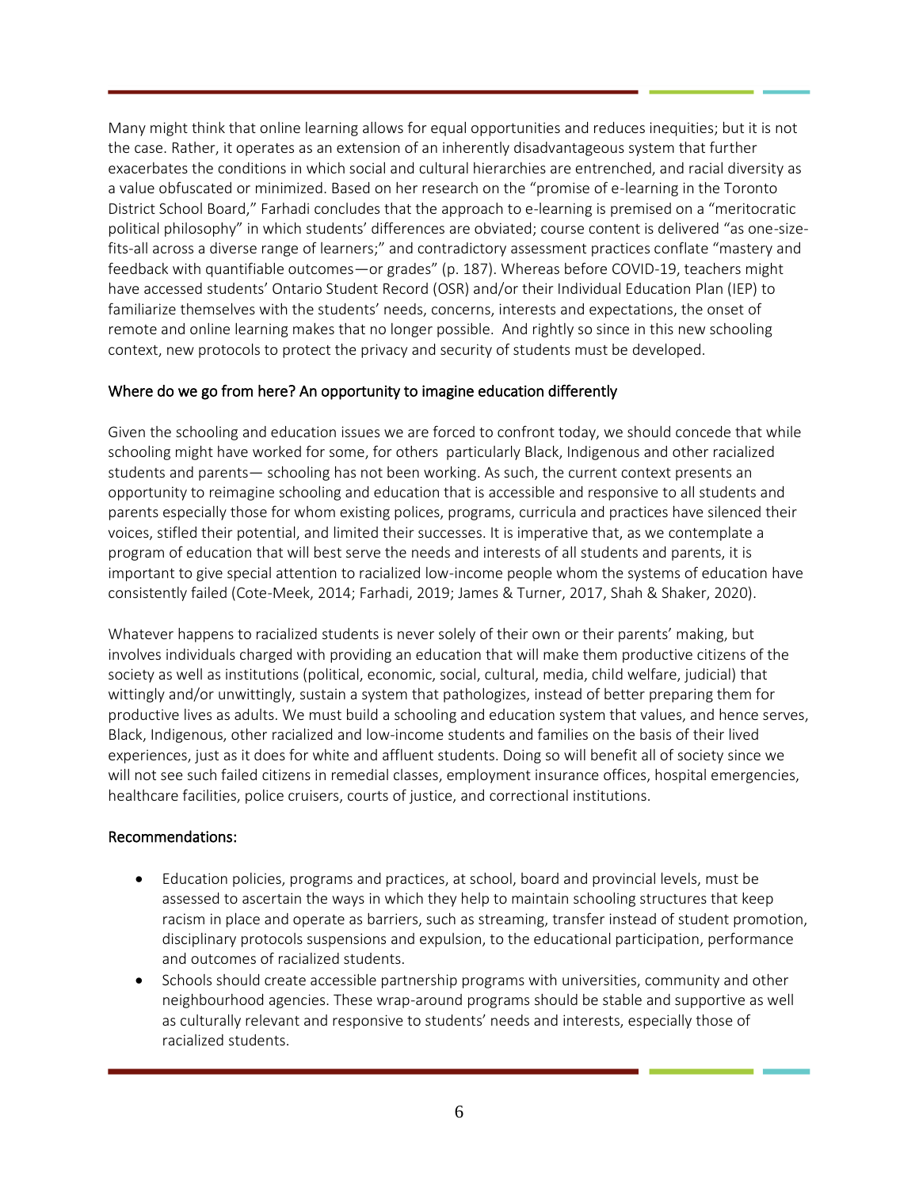Many might think that online learning allows for equal opportunities and reduces inequities; but it is not the case. Rather, it operates as an extension of an inherently disadvantageous system that further exacerbates the conditions in which social and cultural hierarchies are entrenched, and racial diversity as a value obfuscated or minimized. Based on her research on the "promise of e-learning in the Toronto District School Board," Farhadi concludes that the approach to e-learning is premised on a "meritocratic political philosophy" in which students' differences are obviated; course content is delivered "as one-size-fits-all across a diverse range of learners;" and contradictory assessment practices conflate "mastery and feedback with quantifiable outcomes—or grades" (p. 187). Whereas before COVID-19, teachers might have accessed students' Ontario Student Record (OSR) and/or their Individual Education Plan (IEP) to familiarize themselves with the students' needs, concerns, interests and expectations, the onset of remote and online learning makes that no longer possible. And rightly so since in this new schooling context, new protocols to protect the privacy and security of students must be developed.

## Where do we go from here? An opportunity to imagine education differently

Given the schooling and education issues we are forced to confront today, we should concede that while schooling might have worked for some, for others particularly Black, Indigenous and other racialized students and parents— schooling has not been working. As such, the current context presents an opportunity to reimagine schooling and education that is accessible and responsive to all students and parents especially those for whom existing polices, programs, curricula and practices have silenced their voices, stifled their potential, and limited their successes. It is imperative that, as we contemplate a program of education that will best serve the needs and interests of all students and parents, it is important to give special attention to racialized low-income people whom the systems of education have consistently failed (Cote-Meek, 2014; Farhadi, 2019; James & Turner, 2017, Shah & Shaker, 2020).

Whatever happens to racialized students is never solely of their own or their parents' making, but involves individuals charged with providing an education that will make them productive citizens of the society as well as institutions (political, economic, social, cultural, media, child welfare, judicial) that wittingly and/or unwittingly, sustain a system that pathologizes, instead of better preparing them for productive lives as adults. We must build a schooling and education system that values, and hence serves, Black, Indigenous, other racialized and low-income students and families on the basis of their lived experiences, just as it does for white and affluent students. Doing so will benefit all of society since we will not see such failed citizens in remedial classes, employment insurance offices, hospital emergencies, healthcare facilities, police cruisers, courts of justice, and correctional institutions.

## Recommendations:

- Education policies, programs and practices, at school, board and provincial levels, must be assessed to ascertain the ways in which they help to maintain schooling structures that keep racism in place and operate as barriers, such as streaming, transfer instead of student promotion, disciplinary protocols suspensions and expulsion, to the educational participation, performance and outcomes of racialized students.
- Schools should create accessible partnership programs with universities, community and other neighbourhood agencies. These wrap-around programs should be stable and supportive as well as culturally relevant and responsive to students' needs and interests, especially those of racialized students.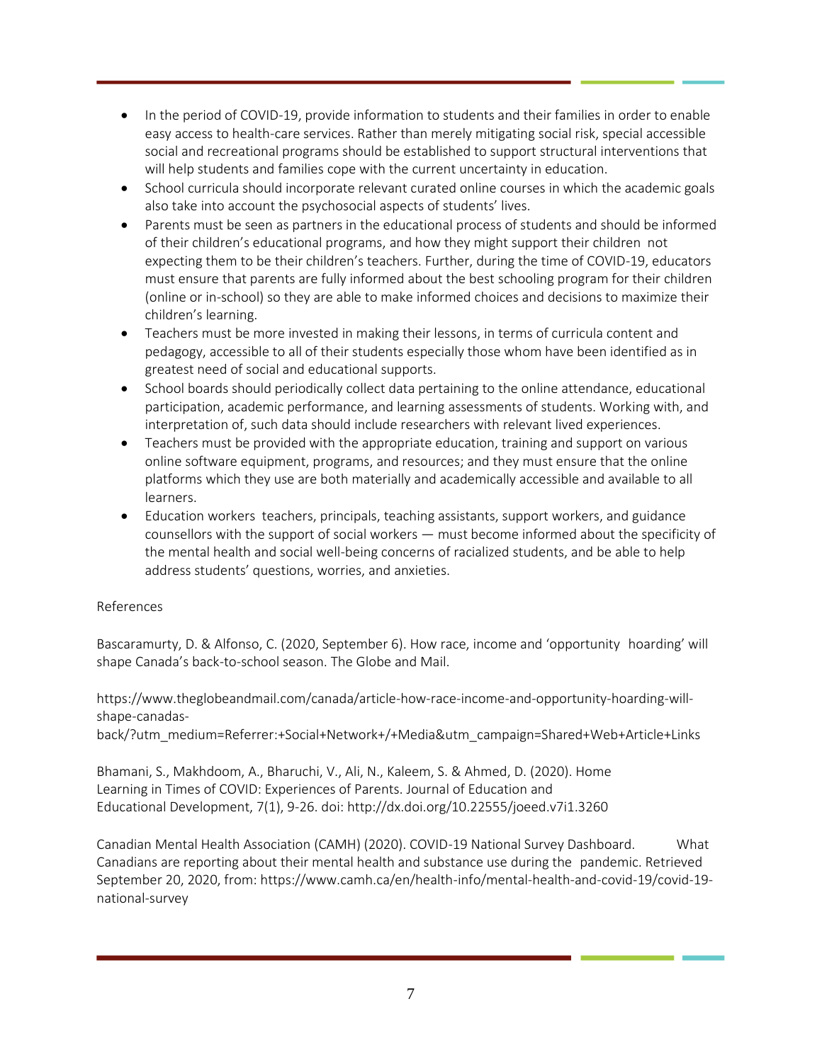- In the period of COVID-19, provide information to students and their families in order to enable easy access to health-care services. Rather than merely mitigating social risk, special accessible social and recreational programs should be established to support structural interventions that will help students and families cope with the current uncertainty in education.
- School curricula should incorporate relevant curated online courses in which the academic goals also take into account the psychosocial aspects of students' lives.
- Parents must be seen as partners in the educational process of students and should be informed of their children's educational programs, and how they might support their children not expecting them to be their children's teachers. Further, during the time of COVID-19, educators must ensure that parents are fully informed about the best schooling program for their children (online or in-school) so they are able to make informed choices and decisions to maximize their children's learning.
- Teachers must be more invested in making their lessons, in terms of curricula content and pedagogy, accessible to all of their students especially those whom have been identified as in greatest need of social and educational supports.
- School boards should periodically collect data pertaining to the online attendance, educational participation, academic performance, and learning assessments of students. Working with, and interpretation of, such data should include researchers with relevant lived experiences.
- Teachers must be provided with the appropriate education, training and support on various online software equipment, programs, and resources; and they must ensure that the online platforms which they use are both materially and academically accessible and available to all learners.
- Education workers teachers, principals, teaching assistants, support workers, and guidance counsellors with the support of social workers — must become informed about the specificity of the mental health and social well-being concerns of racialized students, and be able to help address students' questions, worries, and anxieties.

References

Bascaramurty, D. & Alfonso, C. (2020, September 6). How race, income and 'opportunity hoarding' will shape Canada's back-to-school season. The Globe and Mail.

https://www.theglobeandmail.com/canada/article-how-race-income-and-opportunity-hoarding-will-shape-canadas-back/?utm_medium=Referrer:+Social+Network+/+Media&utm_campaign=Shared+Web+Article+Links

Bhamani, S., Makhdoom, A., Bharuchi, V., Ali, N., Kaleem, S. & Ahmed, D. (2020). Home Learning in Times of COVID: Experiences of Parents. Journal of Education and Educational Development, 7(1), 9-26. doi: http://dx.doi.org/10.22555/joeed.v7i1.3260

Canadian Mental Health Association (CAMH) (2020). COVID-19 National Survey Dashboard. What Canadians are reporting about their mental health and substance use during the pandemic. Retrieved September 20, 2020, from: https://www.camh.ca/en/health-info/mental-health-and-covid-19/covid-19-national-survey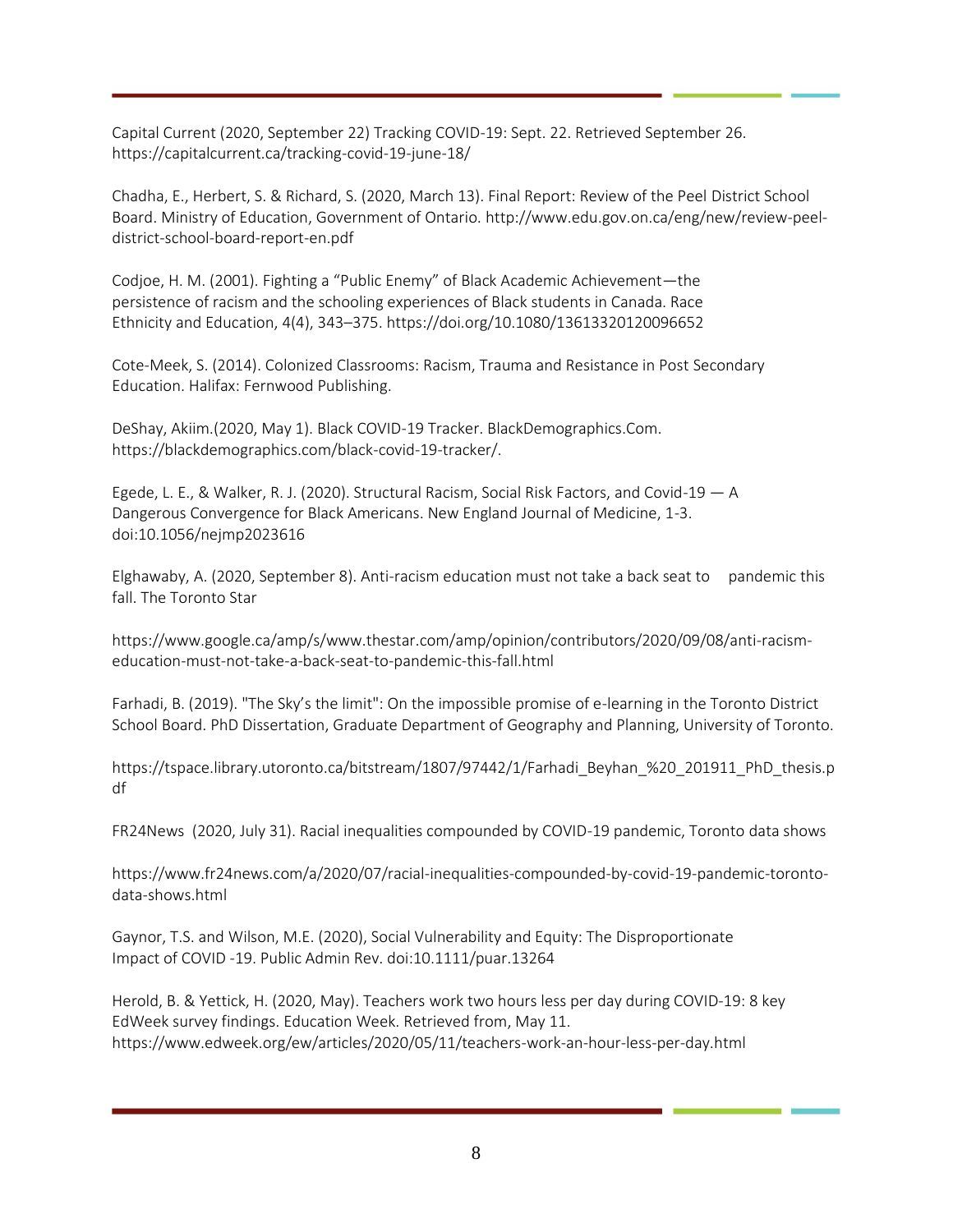Capital Current (2020, September 22) Tracking COVID-19: Sept. 22. Retrieved September 26. https://capitalcurrent.ca/tracking-covid-19-june-18/

Chadha, E., Herbert, S. & Richard, S. (2020, March 13). Final Report: Review of the Peel District School Board. Ministry of Education, Government of Ontario. http://www.edu.gov.on.ca/eng/new/review-peel-district-school-board-report-en.pdf

Codjoe, H. M. (2001). Fighting a "Public Enemy" of Black Academic Achievement—the persistence of racism and the schooling experiences of Black students in Canada. Race Ethnicity and Education, 4(4), 343–375. https://doi.org/10.1080/13613320120096652

Cote-Meek, S. (2014). Colonized Classrooms: Racism, Trauma and Resistance in Post Secondary Education. Halifax: Fernwood Publishing.

DeShay, Akiim.(2020, May 1). Black COVID-19 Tracker. BlackDemographics.Com. https://blackdemographics.com/black-covid-19-tracker/.

Egede, L. E., & Walker, R. J. (2020). Structural Racism, Social Risk Factors, and Covid-19 — A Dangerous Convergence for Black Americans. New England Journal of Medicine, 1-3. doi:10.1056/nejmp2023616

Elghawaby, A. (2020, September 8). Anti-racism education must not take a back seat to pandemic this fall. The Toronto Star

https://www.google.ca/amp/s/www.thestar.com/amp/opinion/contributors/2020/09/08/anti-racism-education-must-not-take-a-back-seat-to-pandemic-this-fall.html

Farhadi, B. (2019). "The Sky's the limit": On the impossible promise of e-learning in the Toronto District School Board. PhD Dissertation, Graduate Department of Geography and Planning, University of Toronto.

https://tspace.library.utoronto.ca/bitstream/1807/97442/1/Farhadi_Beyhan_%20_201911_PhD_thesis.pdf

FR24News (2020, July 31). Racial inequalities compounded by COVID-19 pandemic, Toronto data shows

https://www.fr24news.com/a/2020/07/racial-inequalities-compounded-by-covid-19-pandemic-toronto-data-shows.html

Gaynor, T.S. and Wilson, M.E. (2020), Social Vulnerability and Equity: The Disproportionate Impact of COVID -19. Public Admin Rev. doi:10.1111/puar.13264

Herold, B. & Yettick, H. (2020, May). Teachers work two hours less per day during COVID-19: 8 key EdWeek survey findings. Education Week. Retrieved from, May 11. https://www.edweek.org/ew/articles/2020/05/11/teachers-work-an-hour-less-per-day.html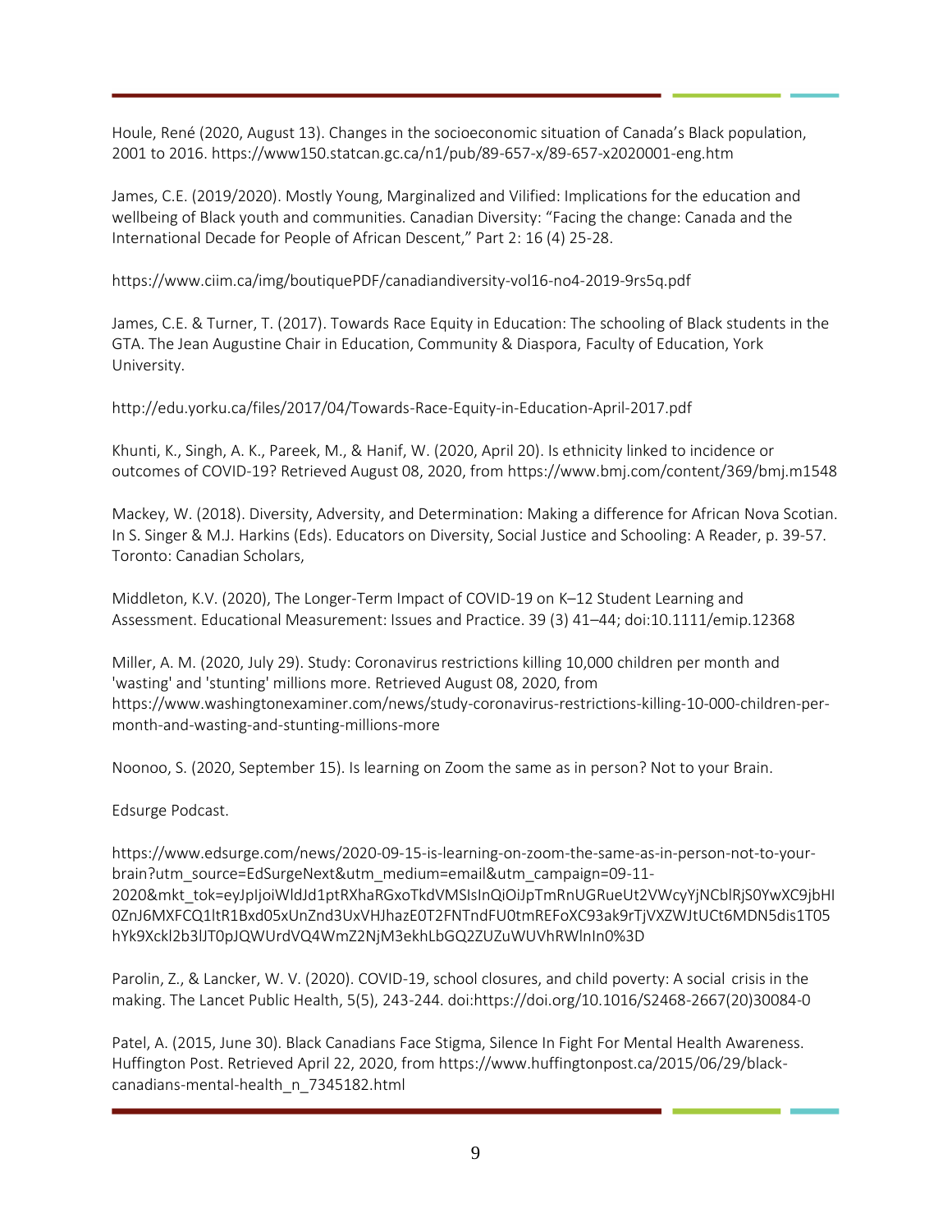Houle, René (2020, August 13). Changes in the socioeconomic situation of Canada's Black population, 2001 to 2016. https://www150.statcan.gc.ca/n1/pub/89-657-x/89-657-x2020001-eng.htm

James, C.E. (2019/2020). Mostly Young, Marginalized and Vilified: Implications for the education and wellbeing of Black youth and communities. Canadian Diversity: "Facing the change: Canada and the International Decade for People of African Descent," Part 2: 16 (4) 25-28.

https://www.ciim.ca/img/boutiquePDF/canadiandiversity-vol16-no4-2019-9rs5q.pdf

James, C.E. & Turner, T. (2017). Towards Race Equity in Education: The schooling of Black students in the GTA. The Jean Augustine Chair in Education, Community & Diaspora, Faculty of Education, York University.

http://edu.yorku.ca/files/2017/04/Towards-Race-Equity-in-Education-April-2017.pdf

Khunti, K., Singh, A. K., Pareek, M., & Hanif, W. (2020, April 20). Is ethnicity linked to incidence or outcomes of COVID-19? Retrieved August 08, 2020, from https://www.bmj.com/content/369/bmj.m1548

Mackey, W. (2018). Diversity, Adversity, and Determination: Making a difference for African Nova Scotian. In S. Singer & M.J. Harkins (Eds). Educators on Diversity, Social Justice and Schooling: A Reader, p. 39-57. Toronto: Canadian Scholars,

Middleton, K.V. (2020), The Longer-Term Impact of COVID-19 on K–12 Student Learning and Assessment. Educational Measurement: Issues and Practice. 39 (3) 41–44; doi:10.1111/emip.12368

Miller, A. M. (2020, July 29). Study: Coronavirus restrictions killing 10,000 children per month and 'wasting' and 'stunting' millions more. Retrieved August 08, 2020, from https://www.washingtonexaminer.com/news/study-coronavirus-restrictions-killing-10-000-children-per-month-and-wasting-and-stunting-millions-more

Noonoo, S. (2020, September 15). Is learning on Zoom the same as in person? Not to your Brain.

Edsurge Podcast.

https://www.edsurge.com/news/2020-09-15-is-learning-on-zoom-the-same-as-in-person-not-to-your-brain?utm_source=EdSurgeNext&utm_medium=email&utm_campaign=09-11-2020&mkt_tok=eyJpIjoiWldJd1ptRXhaRGxoTkdVMSIsInQiOiJpTmRnUGRueUt2VWcyYjNCblRjS0YwXC9jbHI0ZnJ6MXFCQ1ltR1Bxd05xUnZnd3UxVHJhazE0T2FNTndFU0tmREFoXC93ak9rTjVXZWJtUCt6MDN5dis1T05hYk9Xckl2b3lJT0pJQWUrdVQ4WmZ2NjM3ekhLbGQ2ZUZuWUVhRWlnIn0%3D

Parolin, Z., & Lancker, W. V. (2020). COVID-19, school closures, and child poverty: A social crisis in the making. The Lancet Public Health, 5(5), 243-244. doi:https://doi.org/10.1016/S2468-2667(20)30084-0

Patel, A. (2015, June 30). Black Canadians Face Stigma, Silence In Fight For Mental Health Awareness. Huffington Post. Retrieved April 22, 2020, from https://www.huffingtonpost.ca/2015/06/29/black-canadians-mental-health_n_7345182.html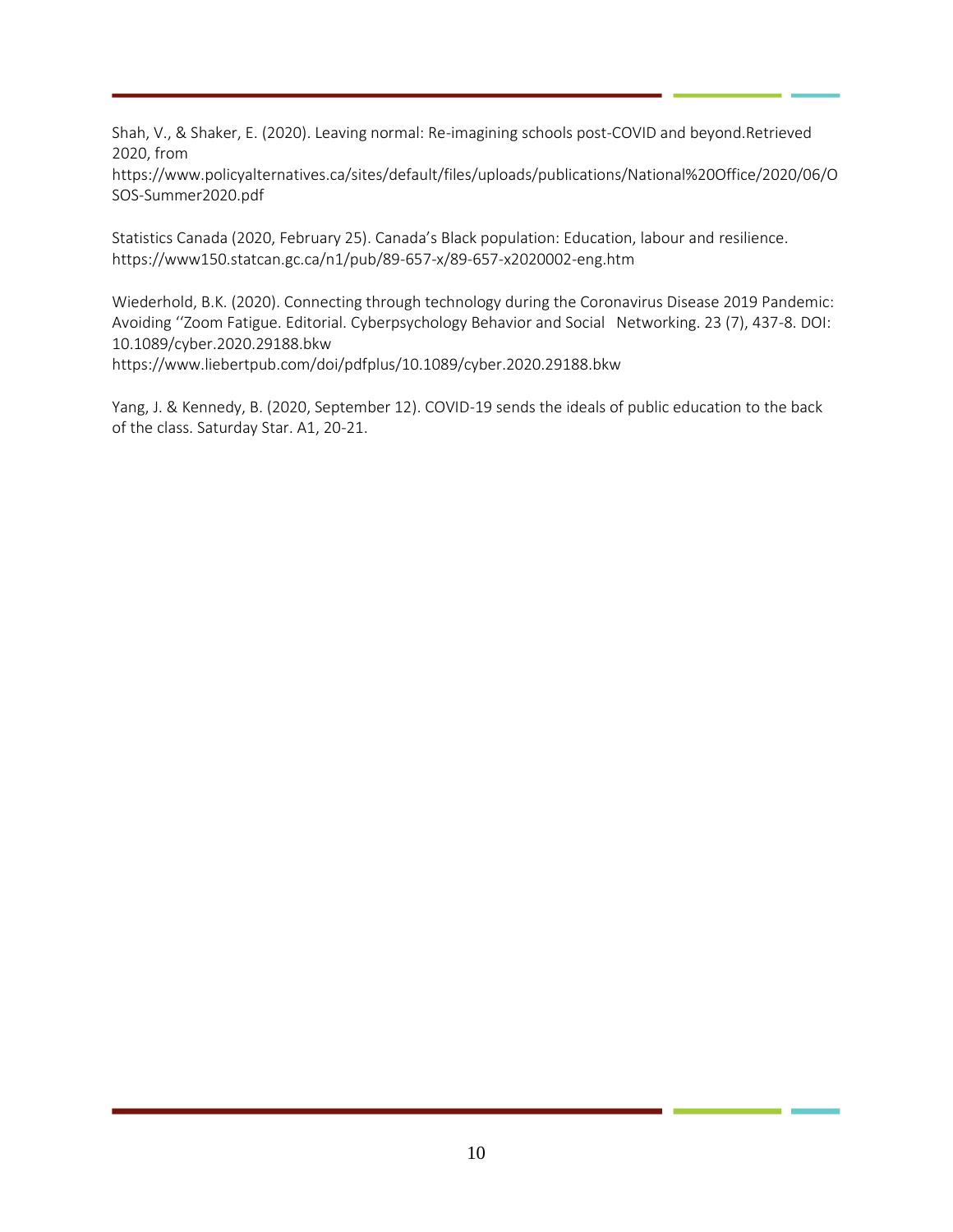Shah, V., & Shaker, E. (2020). Leaving normal: Re-imagining schools post-COVID and beyond.Retrieved 2020, from
https://www.policyalternatives.ca/sites/default/files/uploads/publications/National%20Office/2020/06/OSOS-Summer2020.pdf

Statistics Canada (2020, February 25). Canada's Black population: Education, labour and resilience. https://www150.statcan.gc.ca/n1/pub/89-657-x/89-657-x2020002-eng.htm

Wiederhold, B.K. (2020). Connecting through technology during the Coronavirus Disease 2019 Pandemic: Avoiding ''Zoom Fatigue. Editorial. Cyberpsychology Behavior and Social Networking. 23 (7), 437-8. DOI: 10.1089/cyber.2020.29188.bkw
https://www.liebertpub.com/doi/pdfplus/10.1089/cyber.2020.29188.bkw

Yang, J. & Kennedy, B. (2020, September 12). COVID-19 sends the ideals of public education to the back of the class. Saturday Star. A1, 20-21.